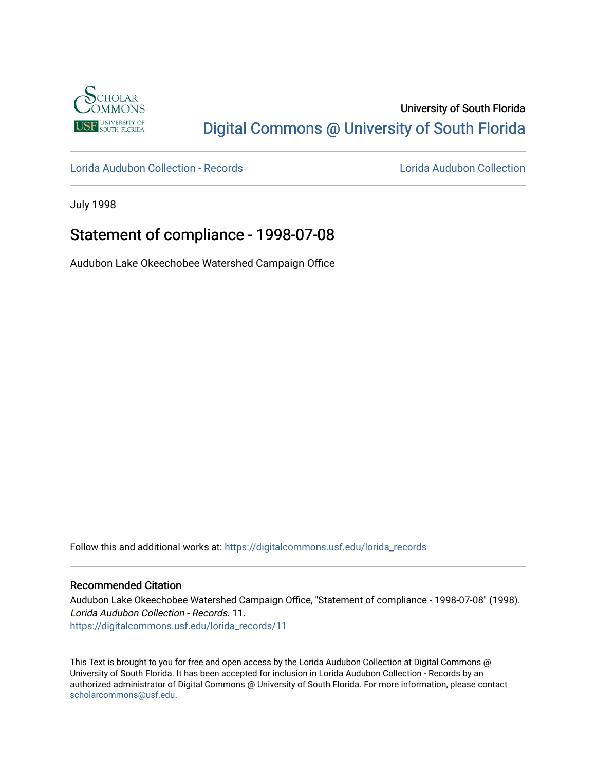University of South Florida

Digital Commons @ University of South Florida

Lorida Audubon Collection - Records

Lorida Audubon Collection

July 1998

# Statement of compliance - 1998-07-08

Audubon Lake Okeechobee Watershed Campaign Office

Follow this and additional works at: https://digitalcommons.usf.edu/lorida_records

## Recommended Citation

Audubon Lake Okeechobee Watershed Campaign Office, "Statement of compliance - 1998-07-08" (1998). *Lorida Audubon Collection - Records*. 11.
https://digitalcommons.usf.edu/lorida_records/11

This Text is brought to you for free and open access by the Lorida Audubon Collection at Digital Commons @ University of South Florida. It has been accepted for inclusion in Lorida Audubon Collection - Records by an authorized administrator of Digital Commons @ University of South Florida. For more information, please contact scholarcommons@usf.edu.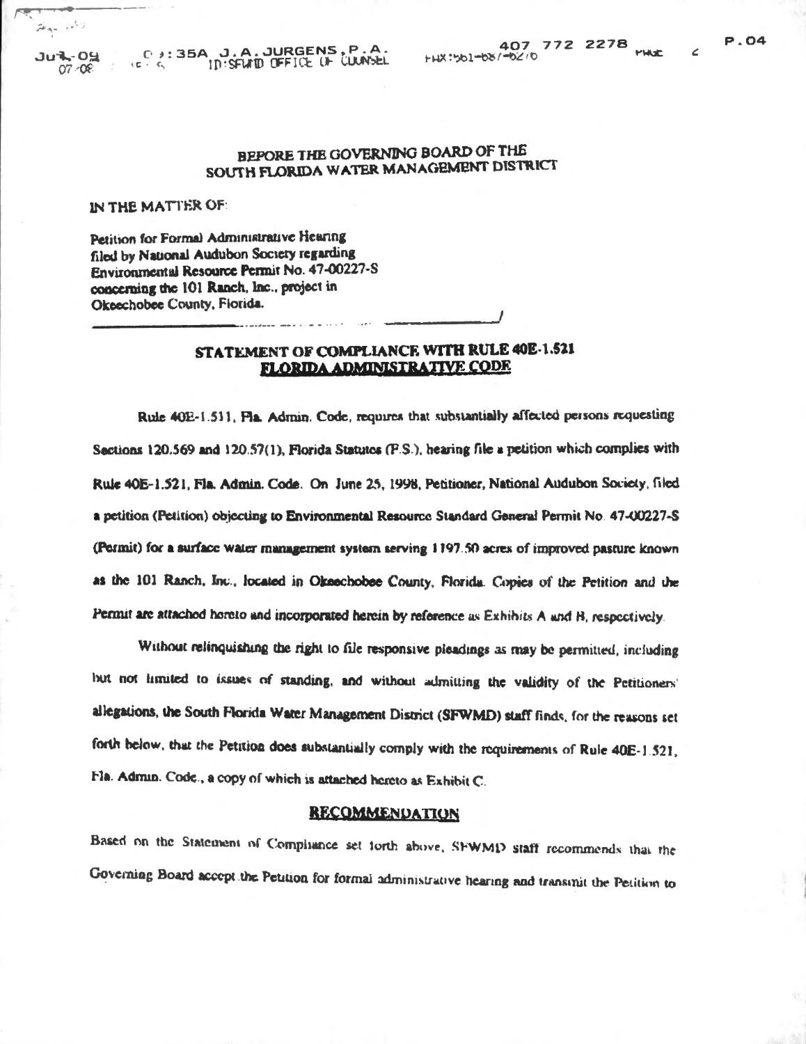## BEFORE THE GOVERNING BOARD OF THE SOUTH FLORIDA WATER MANAGEMENT DISTRICT

IN THE MATTER OF:

Petition for Formal Administrative Hearing filed by National Audubon Society regarding Environmental Resource Permit No. 47-00227-S concerning the 101 Ranch, Inc., project in Okeechobee County, Florida.

## STATEMENT OF COMPLIANCE WITH RULE 40E-1.521 FLORIDA ADMINISTRATIVE CODE

Rule 40E-1.511, Fla. Admin. Code, requires that substantially affected persons requesting Sections 120.569 and 120.57(1), Florida Statutes (F.S.), hearing file a petition which complies with Rule 40E-1.521, Fla. Admin. Code. On June 25, 1998, Petitioner, National Audubon Society, filed a petition (Petition) objecting to Environmental Resource Standard General Permit No. 47-00227-S (Permit) for a surface water management system serving 1197.50 acres of improved pasture known as the 101 Ranch, Inc., located in Okeechobee County, Florida. Copies of the Petition and the Permit are attached hereto and incorporated herein by reference as Exhibits A and B, respectively.

Without relinquishing the right to file responsive pleadings as may be permitted, including but not limited to issues of standing, and without admitting the validity of the Petitioners' allegations, the South Florida Water Management District (SFWMD) staff finds, for the reasons set forth below, that the Petition does substantially comply with the requirements of Rule 40E-1.521, Fla. Admin. Code., a copy of which is attached hereto as Exhibit C.

## RECOMMENDATION

Based on the Statement of Compliance set forth above, SFWMD staff recommends that the Governing Board accept the Petition for formal administrative hearing and transmit the Petition to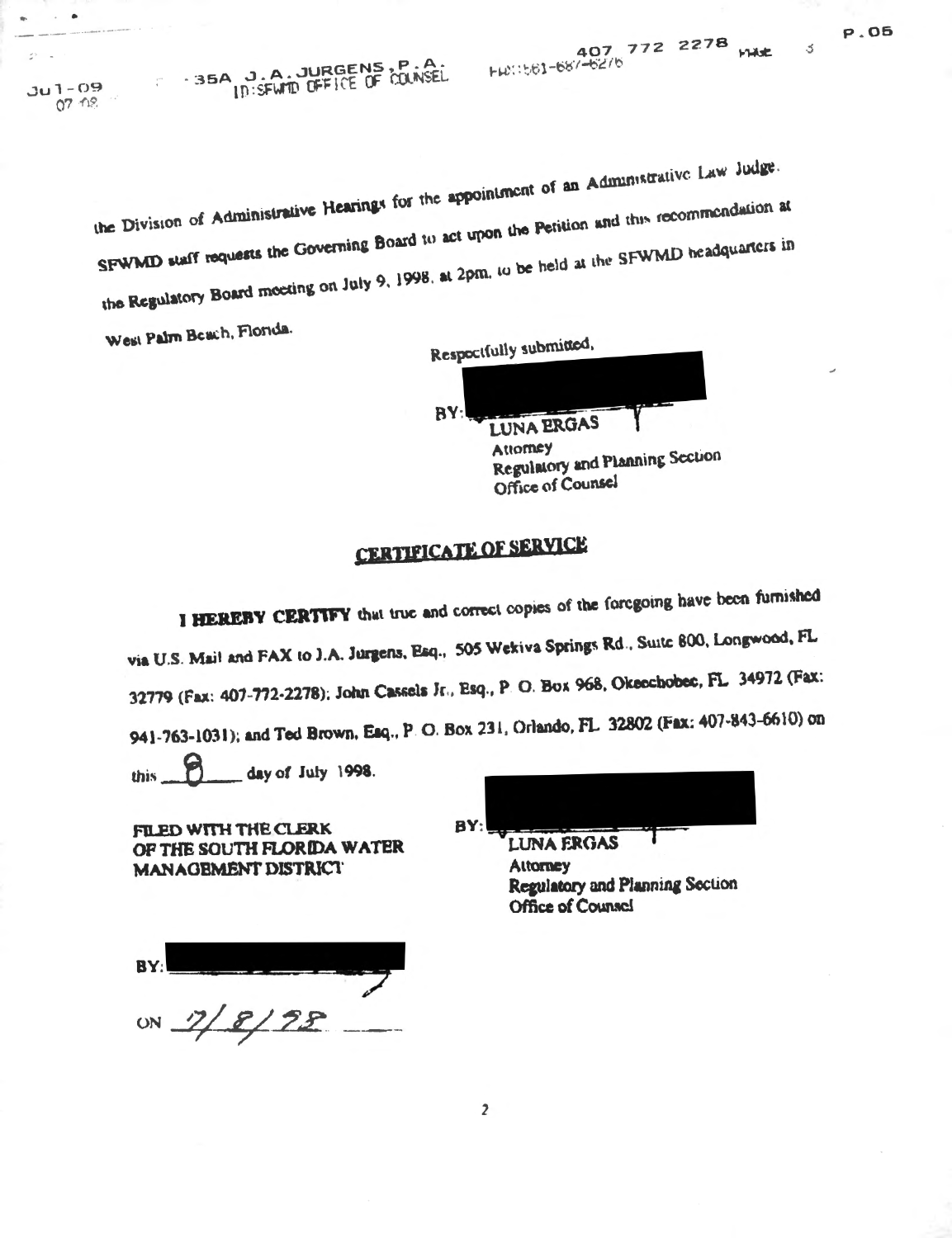the Division of Administrative Hearings for the appointment of an Administrative Law Judge. SFWMD staff requests the Governing Board to act upon the Petition and this recommendation at the Regulatory Board meeting on July 9, 1998, at 2pm, to be held at the SFWMD headquarters in West Palm Beach, Florida.

Respectfully submitted,

BY: 
LUNA ERGAS
Attorney
Regulatory and Planning Section
Office of Counsel

## CERTIFICATE OF SERVICE

**I HEREBY CERTIFY** that true and correct copies of the foregoing have been furnished via U.S. Mail and FAX to J.A. Jurgens, Esq., 505 Wekiva Springs Rd., Suite 800, Longwood, FL 32779 (Fax: 407-772-2278); John Cassels Jr., Esq., P. O. Box 968, Okeechobee, FL 34972 (Fax: 941-763-1031); and Ted Brown, Esq., P. O. Box 231, Orlando, FL 32802 (Fax: 407-843-6610) on this 8 day of July 1998.

BY: 
LUNA ERGAS
Attorney
Regulatory and Planning Section
Office of Counsel

FILED WITH THE CLERK
OF THE SOUTH FLORIDA WATER
MANAGEMENT DISTRICT

BY: 
ON 7/8/98